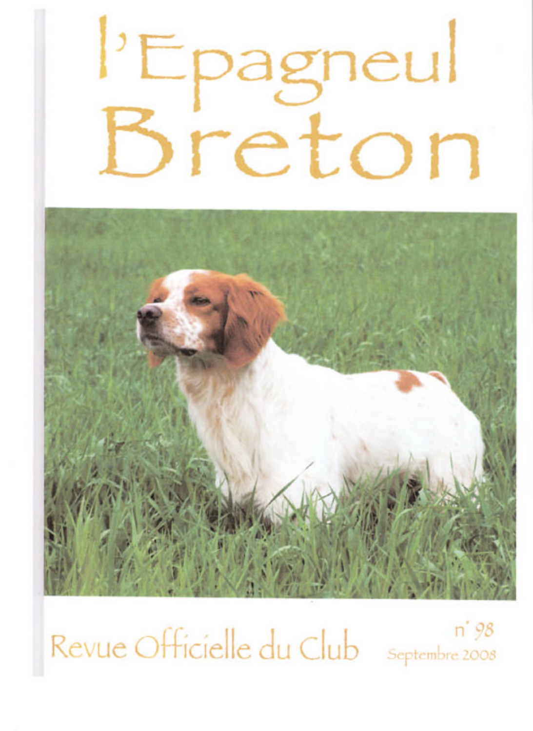# l'Epagneul Breton

Revue Officielle du Club

n° 98
Septembre 2008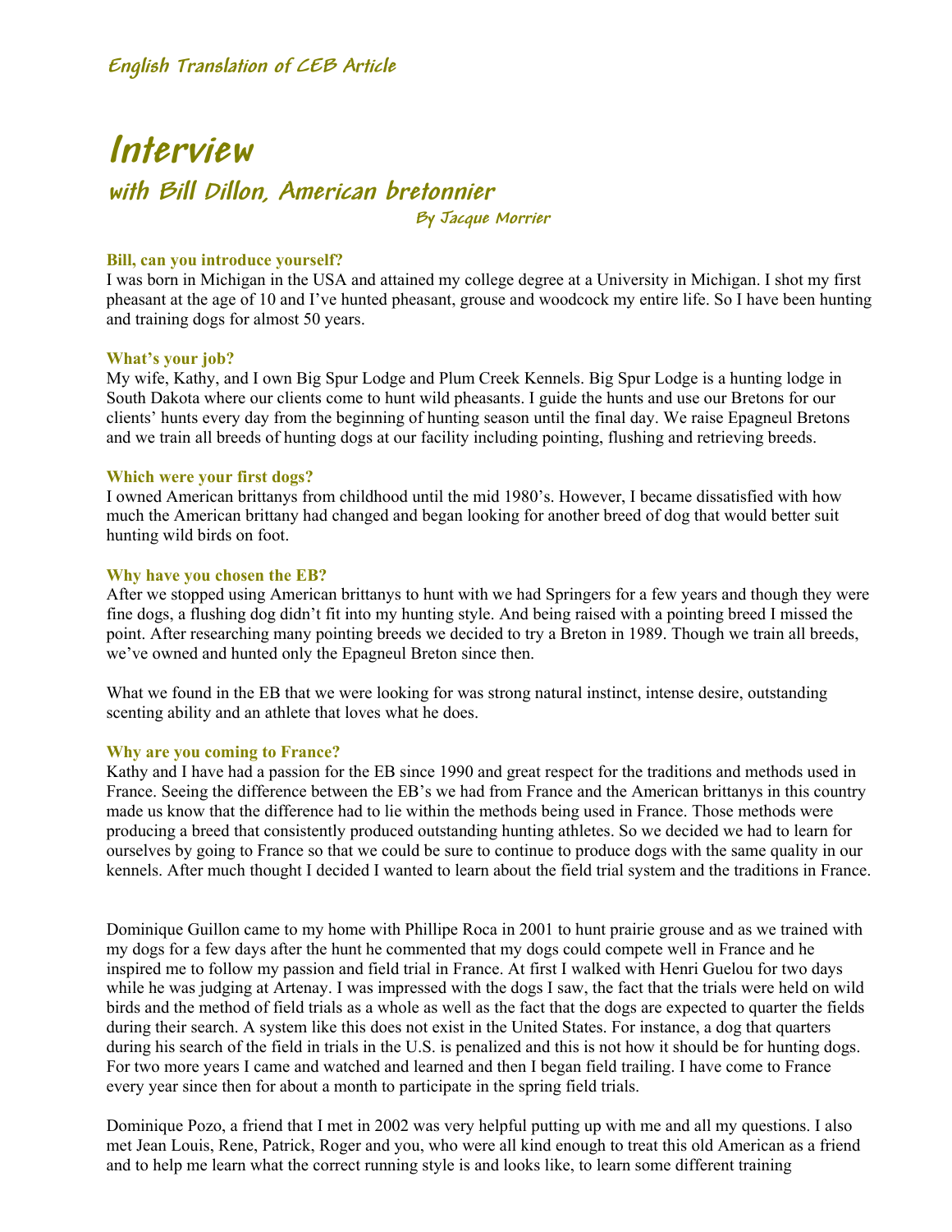English Translation of CEB Article

# Interview

## with Bill Dillon, American bretonnier

By Jacque Morrier

**Bill, can you introduce yourself?**

I was born in Michigan in the USA and attained my college degree at a University in Michigan. I shot my first pheasant at the age of 10 and I've hunted pheasant, grouse and woodcock my entire life. So I have been hunting and training dogs for almost 50 years.

**What's your job?**

My wife, Kathy, and I own Big Spur Lodge and Plum Creek Kennels. Big Spur Lodge is a hunting lodge in South Dakota where our clients come to hunt wild pheasants. I guide the hunts and use our Bretons for our clients' hunts every day from the beginning of hunting season until the final day. We raise Epagneul Bretons and we train all breeds of hunting dogs at our facility including pointing, flushing and retrieving breeds.

**Which were your first dogs?**

I owned American brittanys from childhood until the mid 1980's. However, I became dissatisfied with how much the American brittany had changed and began looking for another breed of dog that would better suit hunting wild birds on foot.

**Why have you chosen the EB?**

After we stopped using American brittanys to hunt with we had Springers for a few years and though they were fine dogs, a flushing dog didn't fit into my hunting style. And being raised with a pointing breed I missed the point. After researching many pointing breeds we decided to try a Breton in 1989. Though we train all breeds, we've owned and hunted only the Epagneul Breton since then.

What we found in the EB that we were looking for was strong natural instinct, intense desire, outstanding scenting ability and an athlete that loves what he does.

**Why are you coming to France?**

Kathy and I have had a passion for the EB since 1990 and great respect for the traditions and methods used in France. Seeing the difference between the EB's we had from France and the American brittanys in this country made us know that the difference had to lie within the methods being used in France. Those methods were producing a breed that consistently produced outstanding hunting athletes. So we decided we had to learn for ourselves by going to France so that we could be sure to continue to produce dogs with the same quality in our kennels. After much thought I decided I wanted to learn about the field trial system and the traditions in France.

Dominique Guillon came to my home with Phillipe Roca in 2001 to hunt prairie grouse and as we trained with my dogs for a few days after the hunt he commented that my dogs could compete well in France and he inspired me to follow my passion and field trial in France. At first I walked with Henri Guelou for two days while he was judging at Artenay. I was impressed with the dogs I saw, the fact that the trials were held on wild birds and the method of field trials as a whole as well as the fact that the dogs are expected to quarter the fields during their search. A system like this does not exist in the United States. For instance, a dog that quarters during his search of the field in trials in the U.S. is penalized and this is not how it should be for hunting dogs. For two more years I came and watched and learned and then I began field trailing. I have come to France every year since then for about a month to participate in the spring field trials.

Dominique Pozo, a friend that I met in 2002 was very helpful putting up with me and all my questions. I also met Jean Louis, Rene, Patrick, Roger and you, who were all kind enough to treat this old American as a friend and to help me learn what the correct running style is and looks like, to learn some different training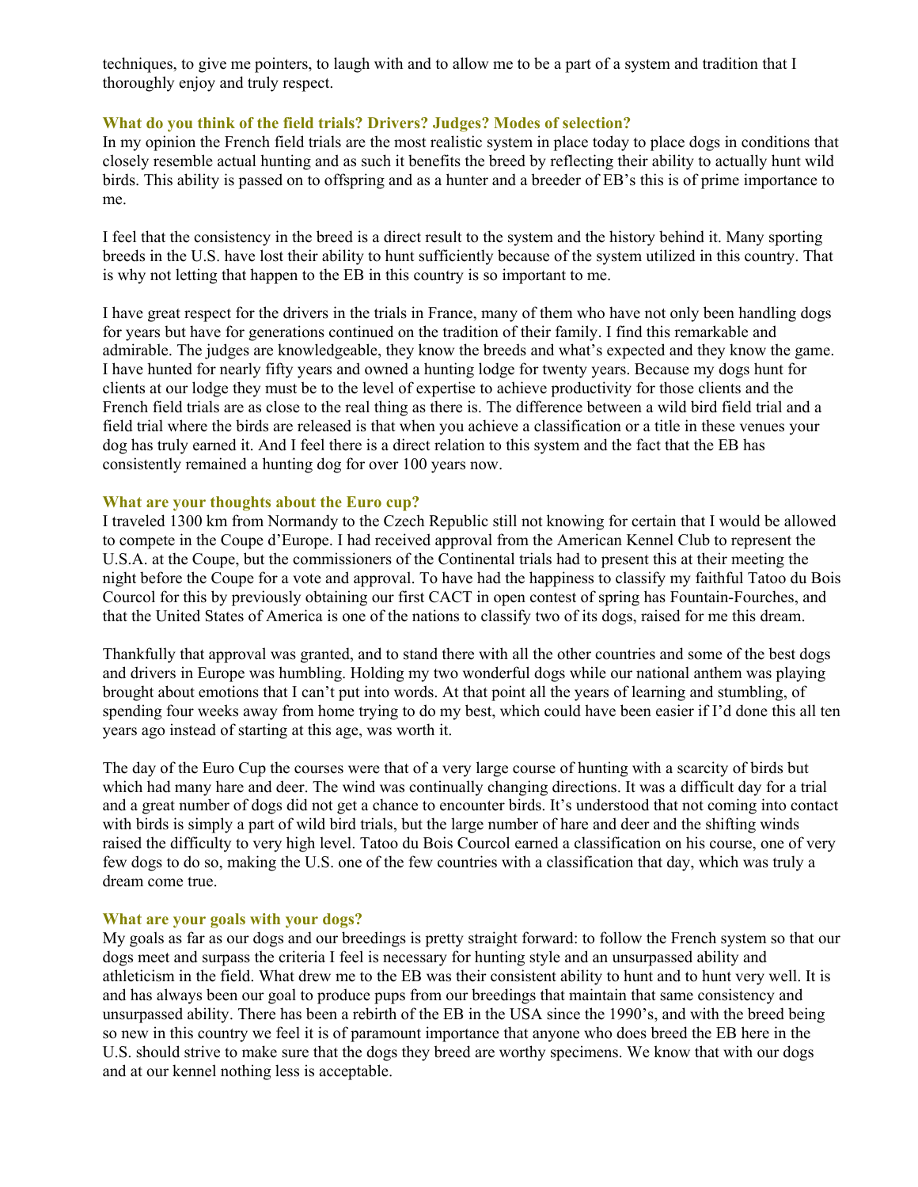techniques, to give me pointers, to laugh with and to allow me to be a part of a system and tradition that I thoroughly enjoy and truly respect.

**What do you think of the field trials? Drivers? Judges? Modes of selection?**

In my opinion the French field trials are the most realistic system in place today to place dogs in conditions that closely resemble actual hunting and as such it benefits the breed by reflecting their ability to actually hunt wild birds. This ability is passed on to offspring and as a hunter and a breeder of EB's this is of prime importance to me.

I feel that the consistency in the breed is a direct result to the system and the history behind it. Many sporting breeds in the U.S. have lost their ability to hunt sufficiently because of the system utilized in this country. That is why not letting that happen to the EB in this country is so important to me.

I have great respect for the drivers in the trials in France, many of them who have not only been handling dogs for years but have for generations continued on the tradition of their family. I find this remarkable and admirable. The judges are knowledgeable, they know the breeds and what's expected and they know the game. I have hunted for nearly fifty years and owned a hunting lodge for twenty years. Because my dogs hunt for clients at our lodge they must be to the level of expertise to achieve productivity for those clients and the French field trials are as close to the real thing as there is. The difference between a wild bird field trial and a field trial where the birds are released is that when you achieve a classification or a title in these venues your dog has truly earned it. And I feel there is a direct relation to this system and the fact that the EB has consistently remained a hunting dog for over 100 years now.

**What are your thoughts about the Euro cup?**

I traveled 1300 km from Normandy to the Czech Republic still not knowing for certain that I would be allowed to compete in the Coupe d'Europe. I had received approval from the American Kennel Club to represent the U.S.A. at the Coupe, but the commissioners of the Continental trials had to present this at their meeting the night before the Coupe for a vote and approval. To have had the happiness to classify my faithful Tatoo du Bois Courcol for this by previously obtaining our first CACT in open contest of spring has Fountain-Fourches, and that the United States of America is one of the nations to classify two of its dogs, raised for me this dream.

Thankfully that approval was granted, and to stand there with all the other countries and some of the best dogs and drivers in Europe was humbling. Holding my two wonderful dogs while our national anthem was playing brought about emotions that I can't put into words. At that point all the years of learning and stumbling, of spending four weeks away from home trying to do my best, which could have been easier if I'd done this all ten years ago instead of starting at this age, was worth it.

The day of the Euro Cup the courses were that of a very large course of hunting with a scarcity of birds but which had many hare and deer. The wind was continually changing directions. It was a difficult day for a trial and a great number of dogs did not get a chance to encounter birds. It's understood that not coming into contact with birds is simply a part of wild bird trials, but the large number of hare and deer and the shifting winds raised the difficulty to very high level. Tatoo du Bois Courcol earned a classification on his course, one of very few dogs to do so, making the U.S. one of the few countries with a classification that day, which was truly a dream come true.

**What are your goals with your dogs?**

My goals as far as our dogs and our breedings is pretty straight forward: to follow the French system so that our dogs meet and surpass the criteria I feel is necessary for hunting style and an unsurpassed ability and athleticism in the field. What drew me to the EB was their consistent ability to hunt and to hunt very well. It is and has always been our goal to produce pups from our breedings that maintain that same consistency and unsurpassed ability. There has been a rebirth of the EB in the USA since the 1990's, and with the breed being so new in this country we feel it is of paramount importance that anyone who does breed the EB here in the U.S. should strive to make sure that the dogs they breed are worthy specimens. We know that with our dogs and at our kennel nothing less is acceptable.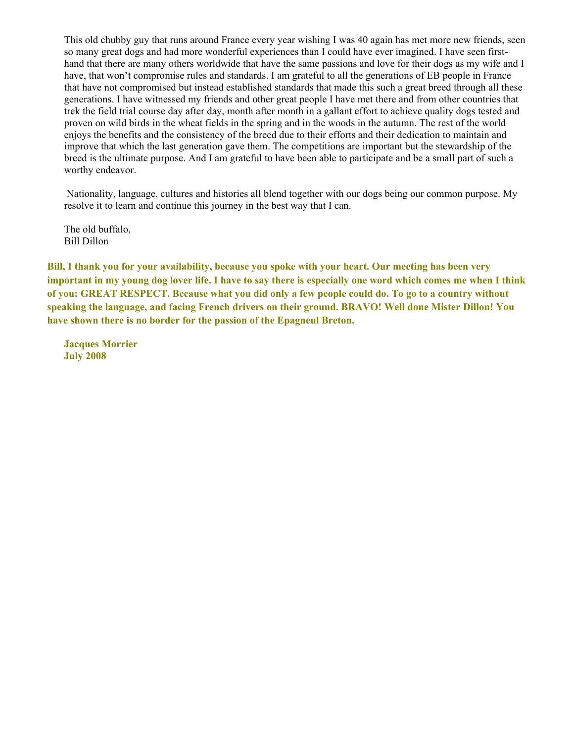This old chubby guy that runs around France every year wishing I was 40 again has met more new friends, seen so many great dogs and had more wonderful experiences than I could have ever imagined. I have seen first-hand that there are many others worldwide that have the same passions and love for their dogs as my wife and I have, that won't compromise rules and standards. I am grateful to all the generations of EB people in France that have not compromised but instead established standards that made this such a great breed through all these generations. I have witnessed my friends and other great people I have met there and from other countries that trek the field trial course day after day, month after month in a gallant effort to achieve quality dogs tested and proven on wild birds in the wheat fields in the spring and in the woods in the autumn. The rest of the world enjoys the benefits and the consistency of the breed due to their efforts and their dedication to maintain and improve that which the last generation gave them. The competitions are important but the stewardship of the breed is the ultimate purpose. And I am grateful to have been able to participate and be a small part of such a worthy endeavor.

Nationality, language, cultures and histories all blend together with our dogs being our common purpose. My resolve it to learn and continue this journey in the best way that I can.

The old buffalo,
Bill Dillon

**Bill, I thank you for your availability, because you spoke with your heart. Our meeting has been very important in my young dog lover life. I have to say there is especially one word which comes me when I think of you: GREAT RESPECT. Because what you did only a few people could do. To go to a country without speaking the language, and facing French drivers on their ground. BRAVO! Well done Mister Dillon! You have shown there is no border for the passion of the Epagneul Breton.**

**Jacques Morrier**
**July 2008**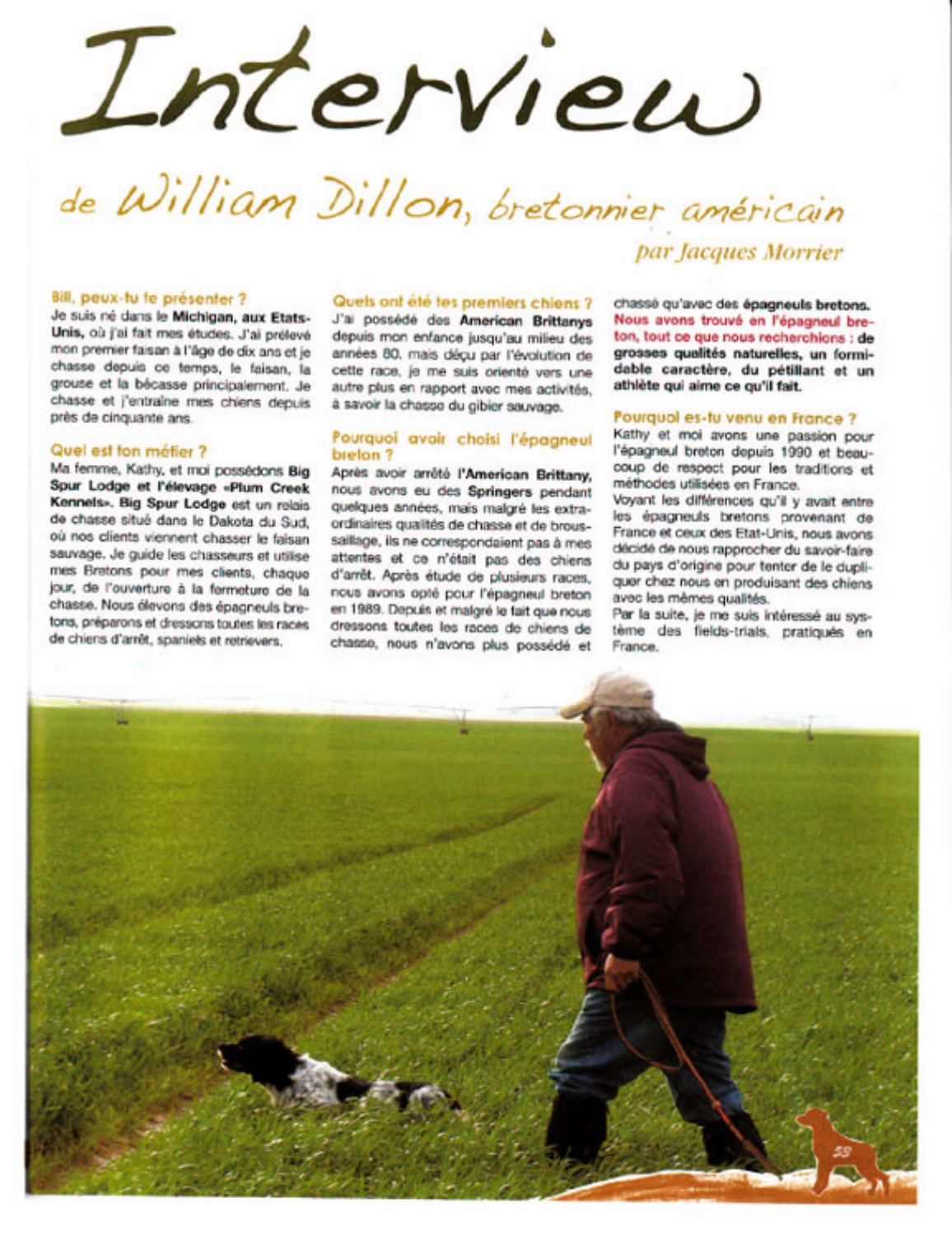# Interview

## de William Dillon, bretonnier américain

*par Jacques Morrier*

### Bill, peux-tu te présenter ?

Je suis né dans le **Michigan, aux Etats-Unis,** où j'ai fait mes études. J'ai prélevé mon premier faisan à l'âge de dix ans et je chasse depuis ce temps, le faisan, la grouse et la bécasse principalement. Je chasse et j'entraîne mes chiens depuis près de cinquante ans.

### Quel est ton métier ?

Ma femme, Kathy, et moi possédons **Big Spur Lodge et l'élevage «Plum Creek Kennels». Big Spur Lodge** est un relais de chasse situé dans le Dakota du Sud, où nos clients viennent chasser le faisan sauvage. Je guide les chasseurs et utilise mes Bretons pour mes clients, chaque jour, de l'ouverture à la fermeture de la chasse. Nous élevons des épagneuls bretons, préparons et dressons toutes les races de chiens d'arrêt, spaniels et retrievers.

### Quels ont été tes premiers chiens ?

J'ai possédé des **American Brittanys** depuis mon enfance jusqu'au milieu des années 80, mais déçu par l'évolution de cette race, je me suis orienté vers une autre plus en rapport avec mes activités, à savoir la chasse du gibier sauvage.

### Pourquoi avoir choisi l'épagneul breton ?

Après avoir arrêté **l'American Brittany,** nous avons eu des **Springers** pendant quelques années, mais malgré les extraordinaires qualités de chasse et de broussaillage, ils ne correspondaient pas à mes attentes et ce n'était pas des chiens d'arrêt. Après étude de plusieurs races, nous avons opté pour l'épagneul breton en 1989. Depuis et malgré le fait que nous dressons toutes les races de chiens de chasse, nous n'avons plus possédé et chassé qu'avec des **épagneuls bretons.** **Nous avons trouvé en l'épagneul breton, tout ce que nous recherchions : de grosses qualités naturelles, un formidable caractère, du pétillant et un athlète qui aime ce qu'il fait.**

### Pourquoi es-tu venu en France ?

Kathy et moi avons une passion pour l'épagneul breton depuis 1990 et beaucoup de respect pour les traditions et méthodes utilisées en France.

Voyant les différences qu'il y avait entre les épagneuls bretons provenant de France et ceux des Etat-Unis, nous avons décidé de nous rapprocher du savoir-faire du pays d'origine pour tenter de le dupliquer chez nous en produisant des chiens avec les mêmes qualités.

Par la suite, je me suis intéressé au système des fields-trials, pratiqués en France.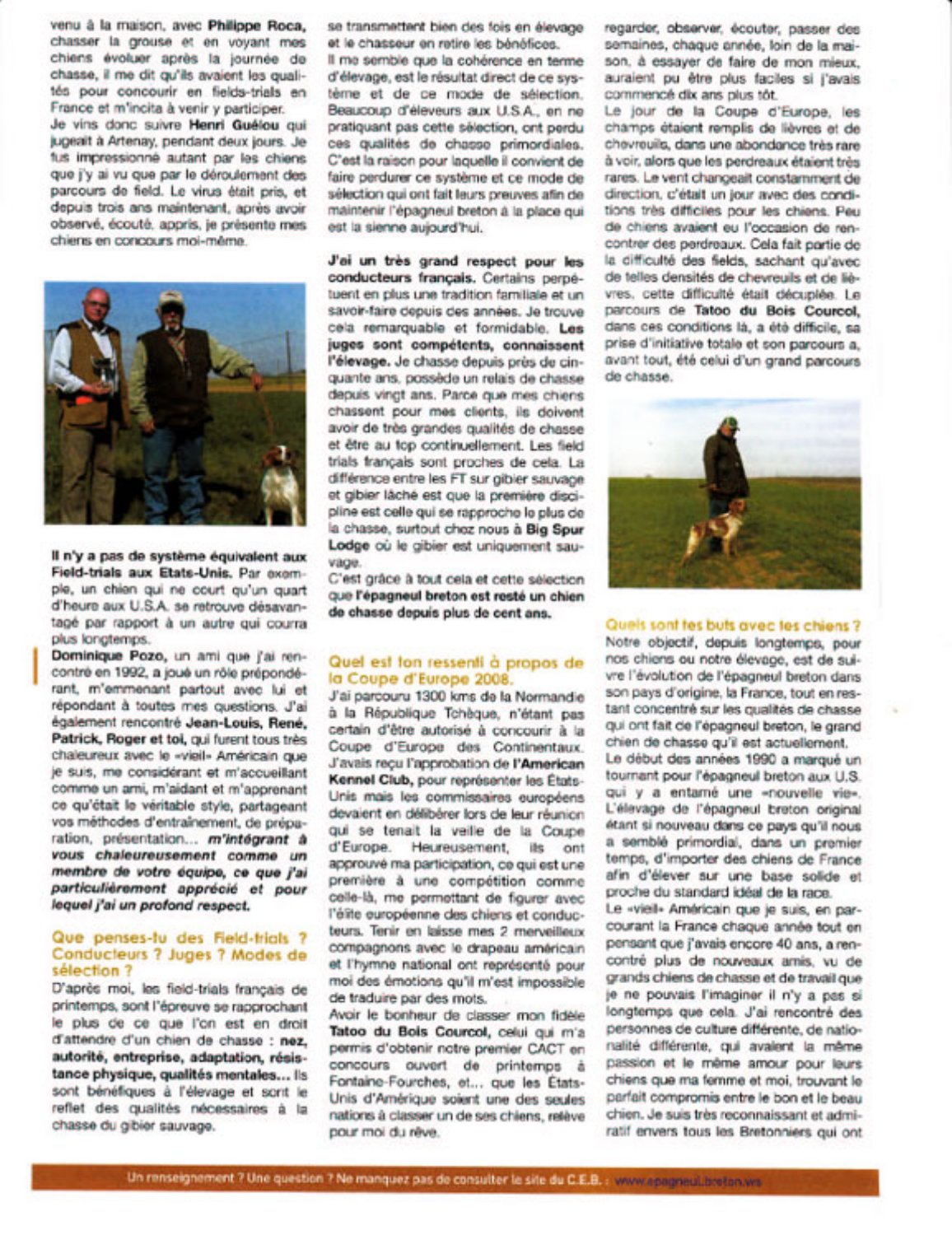venu à la maison, avec **Philippe Roca,** chasser la grouse et en voyant mes chiens évoluer après la journée de chasse, il me dit qu'ils avaient les qualités pour concourir en fields-trials en France et m'incita à venir y participer.
Je vins donc suivre **Henri Guélou** qui jugeait à Artenay, pendant deux jours. Je fus impressionné autant par les chiens que j'y ai vu que par le déroulement des parcours de field. Le virus était pris, et depuis trois ans maintenant, après avoir observé, écouté, appris, je présente mes chiens en concours moi-même.

**Il n'y a pas de système équivalent aux Field-trials aux Etats-Unis.** Par exemple, un chien qui ne court qu'un quart d'heure aux U.S.A. se retrouve désavantagé par rapport à un autre qui courra plus longtemps.

**Dominique Pozo,** un ami que j'ai rencontré en 1992, a joué un rôle prépondérant, m'emmenant partout avec lui et répondant à toutes mes questions. J'ai également rencontré **Jean-Louis, René, Patrick, Roger et toi,** qui furent tous très chaleureux avec le «vieil» Américain que je suis, me considérant et m'accueillant comme un ami, m'aidant et m'apprenant ce qu'était le véritable style, partageant vos méthodes d'entraînement, de préparation, présentation... ***m'intégrant à vous chaleureusement comme un membre de votre équipe, ce que j'ai particulièrement apprécié et pour lequel j'ai un profond respect.***

## Que penses-tu des Field-trials ? Conducteurs ? Juges ? Modes de sélection ?

D'après moi, les field-trials français de printemps, sont l'épreuve se rapprochant le plus de ce que l'on est en droit d'attendre d'un chien de chasse : **nez, autorité, entreprise, adaptation, résistance physique, qualités mentales...** Ils sont bénéfiques à l'élevage et sont le reflet des qualités nécessaires à la chasse du gibier sauvage.

se transmettent bien des fois en élevage et le chasseur en retire les bénéfices.
Il me semble que la cohérence en terme d'élevage, est le résultat direct de ce système et de ce mode de sélection. Beaucoup d'éleveurs aux U.S.A., en ne pratiquant pas cette sélection, ont perdu ces qualités de chasse primordiales. C'est la raison pour laquelle il convient de faire perdurer ce système et ce mode de sélection qui ont fait leurs preuves afin de maintenir l'épagneul breton à la place qui est la sienne aujourd'hui.

**J'ai un très grand respect pour les conducteurs français.** Certains perpétuent en plus une tradition familiale et un savoir-faire depuis des années. Je trouve cela remarquable et formidable. **Les juges sont compétents, connaissent l'élevage.** Je chasse depuis près de cinquante ans, possède un relais de chasse depuis vingt ans. Parce que mes chiens chassent pour mes clients, ils doivent avoir de très grandes qualités de chasse et être au top continuellement. Les field trials français sont proches de cela. La différence entre les FT sur gibier sauvage et gibier lâché est que la première discipline est celle qui se rapproche le plus de la chasse, surtout chez nous à **Big Spur Lodge** où le gibier est uniquement sauvage.
C'est grâce à tout cela et cette sélection que **l'épagneul breton est resté un chien de chasse depuis plus de cent ans.**

## Quel est ton ressenti à propos de la Coupe d'Europe 2008.

J'ai parcouru 1300 kms de la Normandie à la République Tchèque, n'étant pas certain d'être autorisé à concourir à la Coupe d'Europe des Continentaux. J'avais reçu l'approbation de **l'American Kennel Club,** pour représenter les Etats-Unis mais les commissaires européens devaient en délibérer lors de leur réunion qui se tenait la veille de la Coupe d'Europe. Heureusement, ils ont approuvé ma participation, ce qui est une première à une compétition comme celle-là, me permettant de figurer avec l'élite européenne des chiens et conducteurs. Tenir en laisse mes 2 merveilleux compagnons avec le drapeau américain et l'hymne national ont représenté pour moi des émotions qu'il m'est impossible de traduire par des mots.
Avoir le bonheur de classer mon fidèle **Tatoo du Bois Courcol,** celui qui m'a permis d'obtenir notre premier CACT en concours ouvert de printemps à Fontaine-Fourches, et... que les Etats-Unis d'Amérique soient une des seules nations à classer un de ses chiens, relève pour moi du rêve.

regarder, observer, écouter, passer des semaines, chaque année, loin de la maison, à essayer de faire de mon mieux, auraient pu être plus faciles si j'avais commencé dix ans plus tôt.
Le jour de la Coupe d'Europe, les champs étaient remplis de lièvres et de chevreuils, dans une abondance très rare à voir, alors que les perdreaux étaient très rares. Le vent changeait constamment de direction, c'était un jour avec des conditions très difficiles pour les chiens. Peu de chiens avaient eu l'occasion de rencontrer des perdreaux. Cela fait partie de la difficulté des fields, sachant qu'avec de telles densités de chevreuils et de lièvres, cette difficulté était décuplée. Le parcours de **Tatoo du Bois Courcol,** dans ces conditions là, a été difficile, sa prise d'initiative totale et son parcours a, avant tout, été celui d'un grand parcours de chasse.

## Quels sont tes buts avec les chiens ?

Notre objectif, depuis longtemps, pour nos chiens ou notre élevage, est de suivre l'évolution de l'épagneul breton dans son pays d'origine, la France, tout en restant concentré sur les qualités de chasse qui ont fait de l'épagneul breton, le grand chien de chasse qu'il est actuellement.
Le début des années 1990 a marqué un tournant pour l'épagneul breton aux U.S. qui y a entamé une «nouvelle vie». L'élevage de l'épagneul breton original étant si nouveau dans ce pays qu'il nous a semblé primordial, dans un premier temps, d'importer des chiens de France afin d'élever sur une base solide et proche du standard idéal de la race.
Le «vieil» Américain que je suis, en parcourant la France chaque année tout en pensant que j'avais encore 40 ans, a rencontré plus de nouveaux amis, vu de grands chiens de chasse et de travail que je ne pouvais l'imaginer il n'y a pas si longtemps que cela. J'ai rencontré des personnes de culture différente, de nationalité différente, qui avaient la même passion et le même amour pour leurs chiens que ma femme et moi, trouvant le parfait compromis entre le bon et le beau chien. Je suis très reconnaissant et admiratif envers tous les Bretonniers qui ont

Un renseignement ? Une question ? Ne manquez pas de consulter le site du C.E.B. : www.epagneul-breton.ws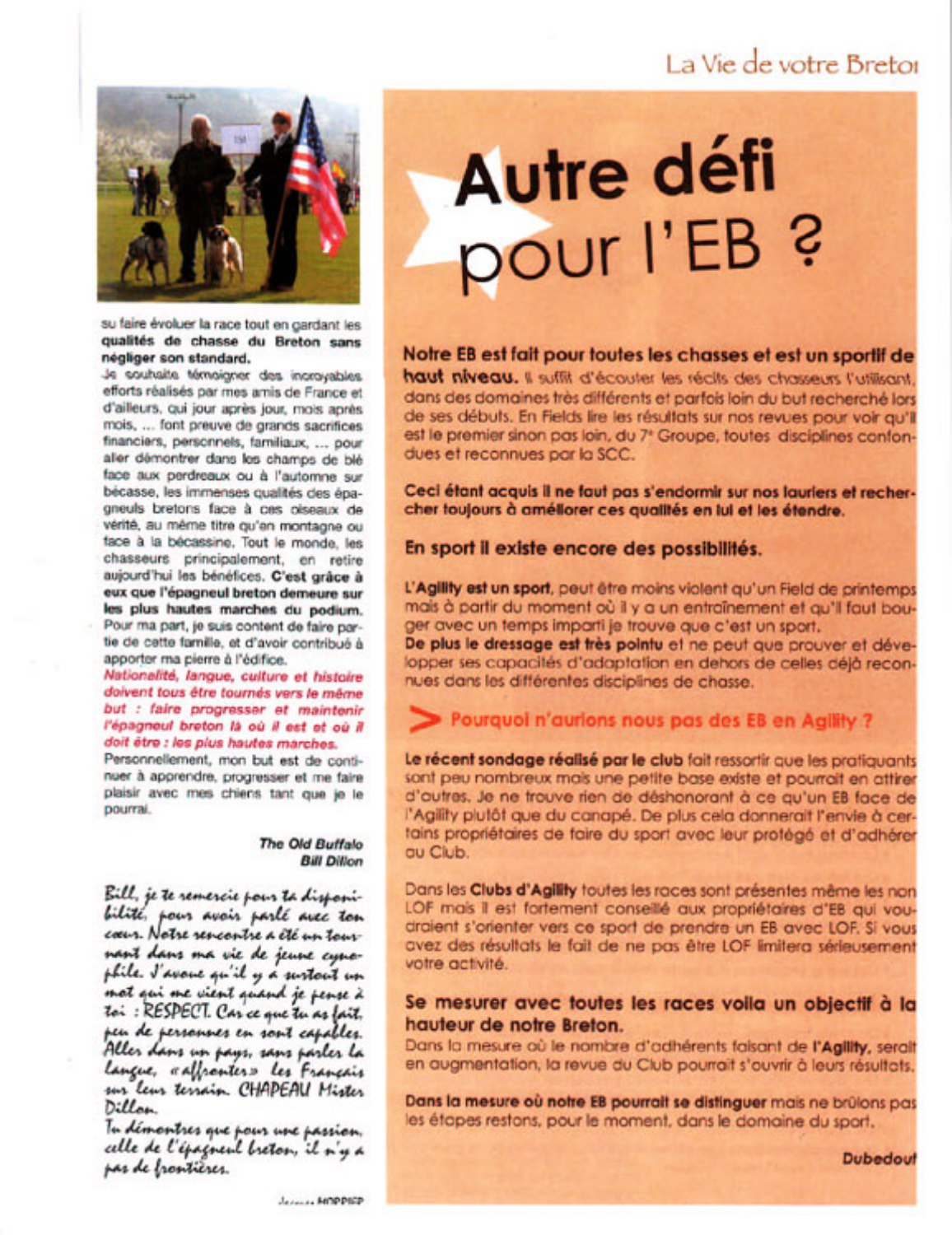su faire évoluer la race tout en gardant les **qualités de chasse du Breton sans négliger son standard.**

Je souhaite témoigner des incroyables efforts réalisés par mes amis de France et d'ailleurs, qui jour après jour, mois après mois, ... font preuve de grands sacrifices financiers, personnels, familiaux, ... pour aller démontrer dans les champs de blé face aux perdreaux ou à l'automne sur bécasse, les immenses qualités des épagneuls bretons face à ces oiseaux de vérité, au même titre qu'en montagne ou face à la bécassine. Tout le monde, les chasseurs principalement, en retire aujourd'hui les bénéfices. **C'est grâce à eux que l'épagneul breton demeure sur les plus hautes marches du podium.** Pour ma part, je suis content de faire partie de cette famille, et d'avoir contribué à apporter ma pierre à l'édifice.

***Nationalité, langue, culture et histoire doivent tous être tournés vers le même but : faire progresser et maintenir l'épagneul breton là où il est et où il doit être : les plus hautes marches.***

Personnellement, mon but est de continuer à apprendre, progresser et me faire plaisir avec mes chiens tant que je le pourrai.

***The Old Buffalo***
***Bill Dillon***

*Bill, je te remercie pour ta disponibilité, pour avoir parlé avec ton cœur. Notre rencontre a été un tournant dans ma vie de jeune cynophile. J'avoue qu'il y a surtout un mot qui me vient quand je pense à toi : RESPECT. Car ce que tu as fait, peu de personnes en sont capables. Aller dans un pays, sans parler la langue, «affronter» les Français sur leur terrain. CHAPEAU Mister Dillon.*

*Tu démontres que pour une passion, celle de l'épagneul breton, il n'y a pas de frontières.*

Jacques HOPPIEP

# Autre défi pour l'EB ?

**Notre EB est fait pour toutes les chasses et est un sportif de haut niveau.** Il suffit d'écouter les récits des chasseurs l'utilisant, dans des domaines très différents et parfois loin du but recherché lors de ses débuts. En Fields lire les résultats sur nos revues pour voir qu'il est le premier sinon pas loin, du 7e Groupe, toutes disciplines confondues et reconnues par la SCC.

**Ceci étant acquis il ne faut pas s'endormir sur nos lauriers et rechercher toujours à améliorer ces qualités en lui et les étendre.**

**En sport il existe encore des possibilités.**

**L'Agility est un sport,** peut être moins violent qu'un Field de printemps mais à partir du moment où il y a un entraînement et qu'il faut bouger avec un temps imparti je trouve que c'est un sport.
**De plus le dressage est très pointu** et ne peut que prouver et développer ses capacités d'adaptation en dehors de celles déjà reconnues dans les différentes disciplines de chasse.

## > Pourquoi n'aurions nous pas des EB en Agility ?

**Le récent sondage réalisé par le club** fait ressortir que les pratiquants sont peu nombreux mais une petite base existe et pourrait en attirer d'autres. Je ne trouve rien de déshonorant à ce qu'un EB face de l'Agility plutôt que du canapé. De plus cela donnerait l'envie à certains propriétaires de faire du sport avec leur protégé et d'adhérer au Club.

Dans les **Clubs d'Agility** toutes les races sont présentes même les non LOF mais il est fortement conseillé aux propriétaires d'EB qui voudraient s'orienter vers ce sport de prendre un EB avec LOF. Si vous avez des résultats le fait de ne pas être LOF limitera sérieusement votre activité.

**Se mesurer avec toutes les races voila un objectif à la hauteur de notre Breton.**
Dans la mesure où le nombre d'adhérents faisant de **l'Agility**, serait en augmentation, la revue du Club pourrait s'ouvrir à leurs résultats.

**Dans la mesure où notre EB pourrait se distinguer** mais ne brûlons pas les étapes restons, pour le moment, dans le domaine du sport.

**Dubedout**